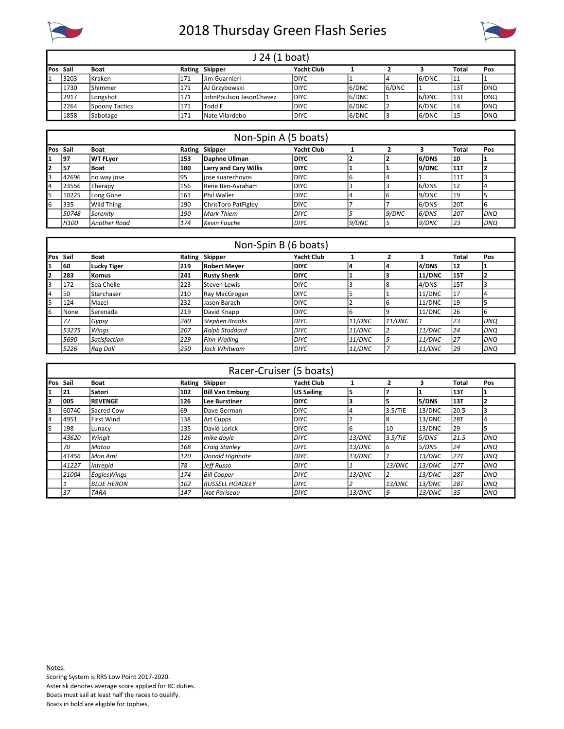# 2018 Thursday Green Flash Series

## J 24 (1 boat)

| Pos | Sail | Boat | Rating | Skipper | Yacht Club | 1 | 2 | 3 | Total | Pos |
|---|---|---|---|---|---|---|---|---|---|---|
| 1 | 3203 | Kraken | 171 | Jim Guarnieri | DIYC | 1 | 4 | 6/DNC | 11 | 1 |
| | 1730 | Shimmer | 171 | AJ Grzybowski | DIYC | 6/DNC | 6/DNC | 1 | 13T | DNQ |
| | 2917 | Longshot | 171 | JohnPoulson JasonChavez | DIYC | 6/DNC | 1 | 6/DNC | 13T | DNQ |
| | 2264 | Spoony Tactics | 171 | Todd F | DIYC | 6/DNC | 2 | 6/DNC | 14 | DNQ |
| | 1858 | Sabotage | 171 | Nate Vilardebo | DIYC | 6/DNC | 3 | 6/DNC | 15 | DNQ |

## Non-Spin A (5 boats)

| Pos | Sail | Boat | Rating | Skipper | Yacht Club | 1 | 2 | 3 | Total | Pos |
|---|---|---|---|---|---|---|---|---|---|---|
| **1** | **97** | **WT FLyer** | **153** | **Daphne Ullman** | **DIYC** | **2** | **2** | **6/DNS** | **10** | **1** |
| **2** | **57** | **Boat** | **180** | **Larry and Cary Willis** | **DIYC** | **1** | **1** | **9/DNC** | **11T** | **2** |
| 3 | 42696 | no way jose | 95 | jose suarezhoyos | DIYC | 6 | 4 | 1 | 11T | 3 |
| 4 | 23556 | Therapy | 156 | Rene Ben-Avraham | DIYC | 3 | 3 | 6/DNS | 12 | 4 |
| 5 | 10225 | Long Gone | 161 | Phil Waller | DIYC | 4 | 6 | 9/DNC | 19 | 5 |
| 6 | 335 | Wild Thing | 190 | ChrisToro PatFigley | DIYC | 7 | 7 | 6/DNS | 20T | 6 |
| | *50748* | *Serenity* | *190* | *Mark Thiem* | *DIYC* | *5* | *9/DNC* | *6/DNS* | *20T* | *DNQ* |
| | *H100* | *Another Road* | *174* | *Kevin Fouche* | *DIYC* | *9/DNC* | *5* | *9/DNC* | *23* | *DNQ* |

## Non-Spin B (6 boats)

| Pos | Sail | Boat | Rating | Skipper | Yacht Club | 1 | 2 | 3 | Total | Pos |
|---|---|---|---|---|---|---|---|---|---|---|
| **1** | **60** | **Lucky Tiger** | **219** | **Robert Meyer** | **DIYC** | **4** | **4** | **4/DNS** | **12** | **1** |
| **2** | **283** | **Komus** | **241** | **Rusty Shenk** | **DIYC** | **1** | **3** | **11/DNC** | **15T** | **2** |
| 3 | 172 | Sea Chelle | 223 | Steven Lewis | DIYC | 3 | 8 | 4/DNS | 15T | 3 |
| 4 | 50 | Starchaser | 210 | Ray MacGrogan | DIYC | 5 | 1 | 11/DNC | 17 | 4 |
| 5 | 124 | Mazel | 232 | Jason Barach | DIYC | 2 | 6 | 11/DNC | 19 | 5 |
| 6 | None | Serenade | 219 | David Knapp | DIYC | 6 | 9 | 11/DNC | 26 | 6 |
| | *77* | *Gypsy* | *280* | *Stephen Brooks* | *DIYC* | *11/DNC* | *11/DNC* | *1* | *23* | *DNQ* |
| | *53275* | *Wings* | *207* | *Ralph Stoddard* | *DIYC* | *11/DNC* | *2* | *11/DNC* | *24* | *DNQ* |
| | *5690* | *Satisfaction* | *229* | *Finn Walling* | *DIYC* | *11/DNC* | *5* | *11/DNC* | *27* | *DNQ* |
| | *5226* | *Rag Doll* | *250* | *Jack Whitwam* | *DIYC* | *11/DNC* | *7* | *11/DNC* | *29* | *DNQ* |

## Racer-Cruiser (5 boats)

| Pos | Sail | Boat | Rating | Skipper | Yacht Club | 1 | 2 | 3 | Total | Pos |
|---|---|---|---|---|---|---|---|---|---|---|
| **1** | **21** | **Satori** | **102** | **Bill Van Emburg** | **US Sailing** | **5** | **7** | **1** | **13T** | **1** |
| **2** | **005** | **REVENGE** | **126** | **Lee Burstiner** | **DIYC** | **3** | **5** | **5/DNS** | **13T** | **2** |
| 3 | 60740 | Sacred Cow | 69 | Dave German | DIYC | 4 | 3.5/TIE | 13/DNC | 20.5 | 3 |
| 4 | 4951 | First Wind | 138 | Art Cupps | DIYC | 7 | 8 | 13/DNC | 28T | 4 |
| 5 | 198 | Lunacy | 135 | David Lorick | DIYC | 6 | 10 | 13/DNC | 29 | 5 |
| | *43620* | *Wingit* | *126* | *mike doyle* | *DIYC* | *13/DNC* | *3.5/TIE* | *5/DNS* | *21.5* | *DNQ* |
| | *70* | *Matou* | *168* | *Craig Stanley* | *DIYC* | *13/DNC* | *6* | *5/DNS* | *24* | *DNQ* |
| | *41456* | *Mon Ami* | *120* | *Donald Highnote* | *DIYC* | *13/DNC* | *1* | *13/DNC* | *27T* | *DNQ* |
| | *41227* | *Intrepid* | *78* | *Jeff Russo* | *DIYC* | *1* | *13/DNC* | *13/DNC* | *27T* | *DNQ* |
| | *21004* | *EaglesWings* | *174* | *Bill Cooper* | *DIYC* | *13/DNC* | *2* | *13/DNC* | *28T* | *DNQ* |
| | *1* | *BLUE HERON* | *102* | *RUSSELL HOADLEY* | *DIYC* | *2* | *13/DNC* | *13/DNC* | *28T* | *DNQ* |
| | *37* | *TARA* | *147* | *Nat Pariseau* | *DIYC* | *13/DNC* | *9* | *13/DNC* | *35* | *DNQ* |

Notes:

Scoring System is RRS Low Point 2017-2020.

Asterisk denotes average score applied for RC duties.

Boats must sail at least half the races to qualify.

Boats in bold are eligible for tophies.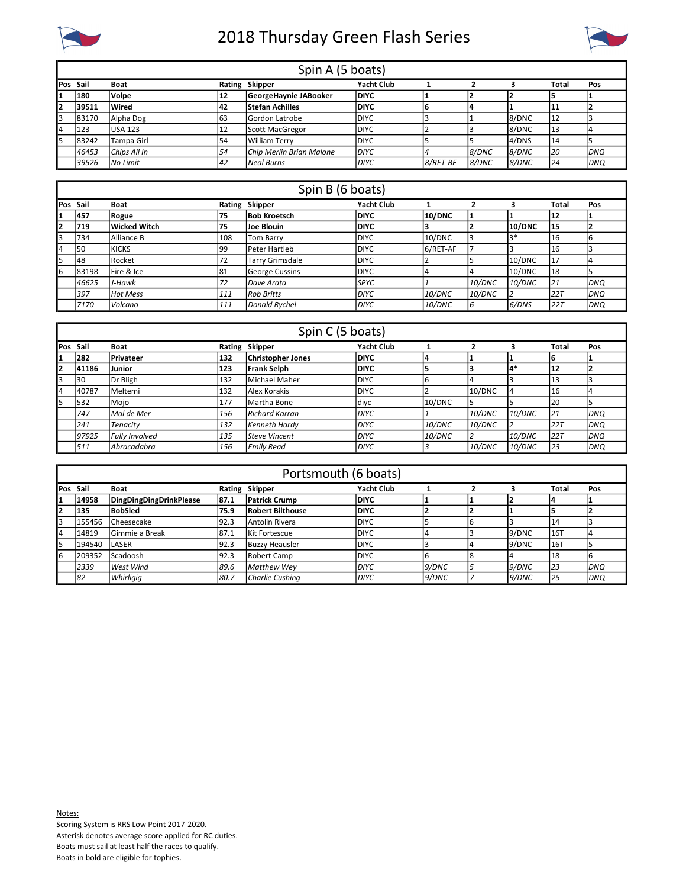# 2018 Thursday Green Flash Series

| Spin A (5 boats) | | | | | | | | | | |
|---|---|---|---|---|---|---|---|---|---|---|
| Pos | Sail | Boat | Rating | Skipper | Yacht Club | 1 | 2 | 3 | Total | Pos |
| **1** | **180** | **Volpe** | **12** | **GeorgeHaynie JABooker** | **DIYC** | **1** | **2** | **2** | **5** | **1** |
| **2** | **39511** | **Wired** | **42** | **Stefan Achilles** | **DIYC** | **6** | **4** | **1** | **11** | **2** |
| 3 | 83170 | Alpha Dog | 63 | Gordon Latrobe | DIYC | 3 | 1 | 8/DNC | 12 | 3 |
| 4 | 123 | USA 123 | 12 | Scott MacGregor | DIYC | 2 | 3 | 8/DNC | 13 | 4 |
| 5 | 83242 | Tampa Girl | 54 | William Terry | DIYC | 5 | 5 | 4/DNS | 14 | 5 |
| | *46453* | *Chips All In* | *54* | *Chip Merlin Brian Malone* | *DIYC* | *4* | *8/DNC* | *8/DNC* | *20* | *DNQ* |
| | *39526* | *No Limit* | *42* | *Neal Burns* | *DIYC* | *8/RET-BF* | *8/DNC* | *8/DNC* | *24* | *DNQ* |

| Spin B (6 boats) | | | | | | | | | | |
|---|---|---|---|---|---|---|---|---|---|---|
| Pos | Sail | Boat | Rating | Skipper | Yacht Club | 1 | 2 | 3 | Total | Pos |
| **1** | **457** | **Rogue** | **75** | **Bob Kroetsch** | **DIYC** | **10/DNC** | **1** | **1** | **12** | **1** |
| **2** | **719** | **Wicked Witch** | **75** | **Joe Blouin** | **DIYC** | **3** | **2** | **10/DNC** | **15** | **2** |
| 3 | 734 | Alliance B | 108 | Tom Barry | DIYC | 10/DNC | 3 | 3* | 16 | 6 |
| 4 | 50 | KICKS | 99 | Peter Hartleb | DIYC | 6/RET-AF | 7 | 3 | 16 | 3 |
| 5 | 48 | Rocket | 72 | Tarry Grimsdale | DIYC | 2 | 5 | 10/DNC | 17 | 4 |
| 6 | 83198 | Fire & Ice | 81 | George Cussins | DIYC | 4 | 4 | 10/DNC | 18 | 5 |
| | *46625* | *J-Hawk* | *72* | *Dave Arata* | *SPYC* | *1* | *10/DNC* | *10/DNC* | *21* | *DNQ* |
| | *397* | *Hot Mess* | *111* | *Rob Britts* | *DIYC* | *10/DNC* | *10/DNC* | *2* | *22T* | *DNQ* |
| | *7170* | *Volcano* | *111* | *Donald Rychel* | *DIYC* | *10/DNC* | *6* | *6/DNS* | *22T* | *DNQ* |

| Spin C (5 boats) | | | | | | | | | | |
|---|---|---|---|---|---|---|---|---|---|---|
| Pos | Sail | Boat | Rating | Skipper | Yacht Club | 1 | 2 | 3 | Total | Pos |
| **1** | **282** | **Privateer** | **132** | **Christopher Jones** | **DIYC** | **4** | **1** | **1** | **6** | **1** |
| **2** | **41186** | **Junior** | **123** | **Frank Selph** | **DIYC** | **5** | **3** | **4*** | **12** | **2** |
| 3 | 30 | Dr Bligh | 132 | Michael Maher | DIYC | 6 | 4 | 3 | 13 | 3 |
| 4 | 40787 | Meltemi | 132 | Alex Korakis | DIYC | 2 | 10/DNC | 4 | 16 | 4 |
| 5 | 532 | Mojo | 177 | Martha Bone | diyc | 10/DNC | 5 | 5 | 20 | 5 |
| | *747* | *Mal de Mer* | *156* | *Richard Karran* | *DIYC* | *1* | *10/DNC* | *10/DNC* | *21* | *DNQ* |
| | *241* | *Tenacity* | *132* | *Kenneth Hardy* | *DIYC* | *10/DNC* | *10/DNC* | *2* | *22T* | *DNQ* |
| | *97925* | *Fully Involved* | *135* | *Steve Vincent* | *DIYC* | *10/DNC* | *2* | *10/DNC* | *22T* | *DNQ* |
| | *511* | *Abracadabra* | *156* | *Emily Read* | *DIYC* | *3* | *10/DNC* | *10/DNC* | *23* | *DNQ* |

| Portsmouth (6 boats) | | | | | | | | | | |
|---|---|---|---|---|---|---|---|---|---|---|
| Pos | Sail | Boat | Rating | Skipper | Yacht Club | 1 | 2 | 3 | Total | Pos |
| **1** | **14958** | **DingDingDingDrinkPlease** | **87.1** | **Patrick Crump** | **DIYC** | **1** | **1** | **2** | **4** | **1** |
| **2** | **135** | **BobSled** | **75.9** | **Robert Bilthouse** | **DIYC** | **2** | **2** | **1** | **5** | **2** |
| 3 | 155456 | Cheesecake | 92.3 | Antolin Rivera | DIYC | 5 | 6 | 3 | 14 | 3 |
| 4 | 14819 | Gimmie a Break | 87.1 | Kit Fortescue | DIYC | 4 | 3 | 9/DNC | 16T | 4 |
| 5 | 194540 | LASER | 92.3 | Buzzy Heausler | DIYC | 3 | 4 | 9/DNC | 16T | 5 |
| 6 | 209352 | Scadoosh | 92.3 | Robert Camp | DIYC | 6 | 8 | 4 | 18 | 6 |
| | *2339* | *West Wind* | *89.6* | *Matthew Wey* | *DIYC* | *9/DNC* | *5* | *9/DNC* | *23* | *DNQ* |
| | *82* | *Whirligig* | *80.7* | *Charlie Cushing* | *DIYC* | *9/DNC* | *7* | *9/DNC* | *25* | *DNQ* |

Notes:

Scoring System is RRS Low Point 2017-2020.

Asterisk denotes average score applied for RC duties.

Boats must sail at least half the races to qualify.

Boats in bold are eligible for tophies.